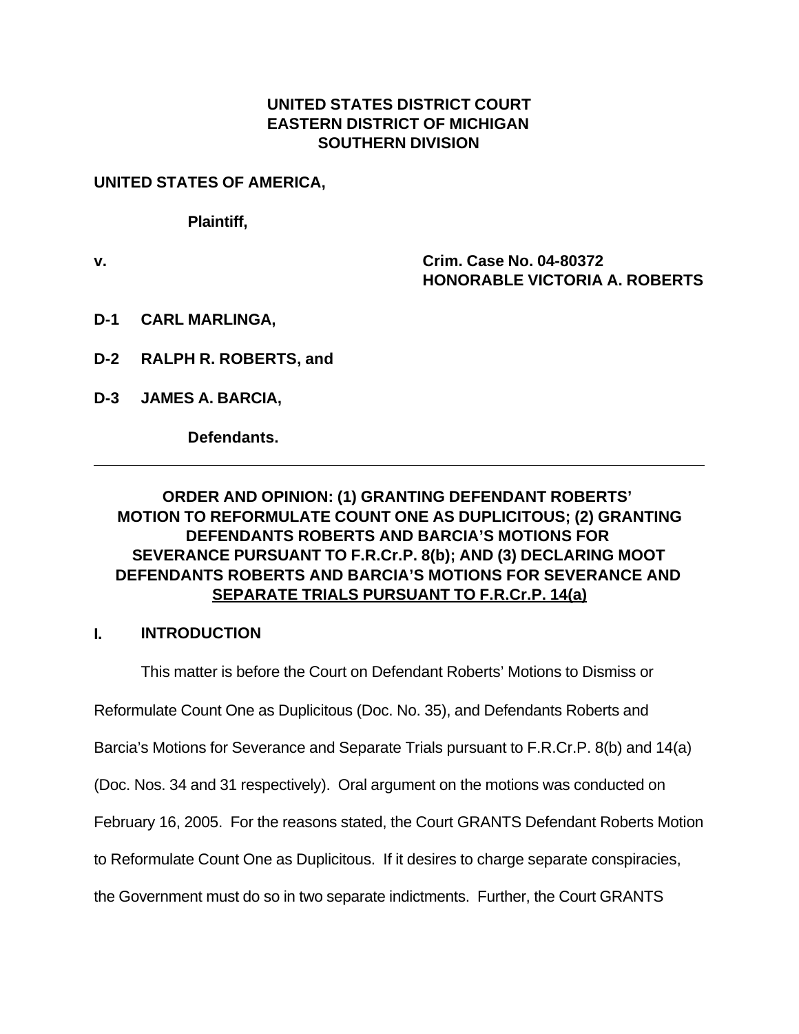**UNITED STATES DISTRICT COURT**
**EASTERN DISTRICT OF MICHIGAN**
**SOUTHERN DIVISION**

**UNITED STATES OF AMERICA,**

**Plaintiff,**

**v.** **Crim. Case No. 04-80372**
**HONORABLE VICTORIA A. ROBERTS**

**D-1 CARL MARLINGA,**

**D-2 RALPH R. ROBERTS, and**

**D-3 JAMES A. BARCIA,**

**Defendants.**

---

**ORDER AND OPINION: (1) GRANTING DEFENDANT ROBERTS' MOTION TO REFORMULATE COUNT ONE AS DUPLICITOUS; (2) GRANTING DEFENDANTS ROBERTS AND BARCIA'S MOTIONS FOR SEVERANCE PURSUANT TO F.R.Cr.P. 8(b); AND (3) DECLARING MOOT DEFENDANTS ROBERTS AND BARCIA'S MOTIONS FOR SEVERANCE AND SEPARATE TRIALS PURSUANT TO F.R.Cr.P. 14(a)**

## I. INTRODUCTION

This matter is before the Court on Defendant Roberts' Motions to Dismiss or Reformulate Count One as Duplicitous (Doc. No. 35), and Defendants Roberts and Barcia's Motions for Severance and Separate Trials pursuant to F.R.Cr.P. 8(b) and 14(a) (Doc. Nos. 34 and 31 respectively). Oral argument on the motions was conducted on February 16, 2005. For the reasons stated, the Court GRANTS Defendant Roberts Motion to Reformulate Count One as Duplicitous. If it desires to charge separate conspiracies, the Government must do so in two separate indictments. Further, the Court GRANTS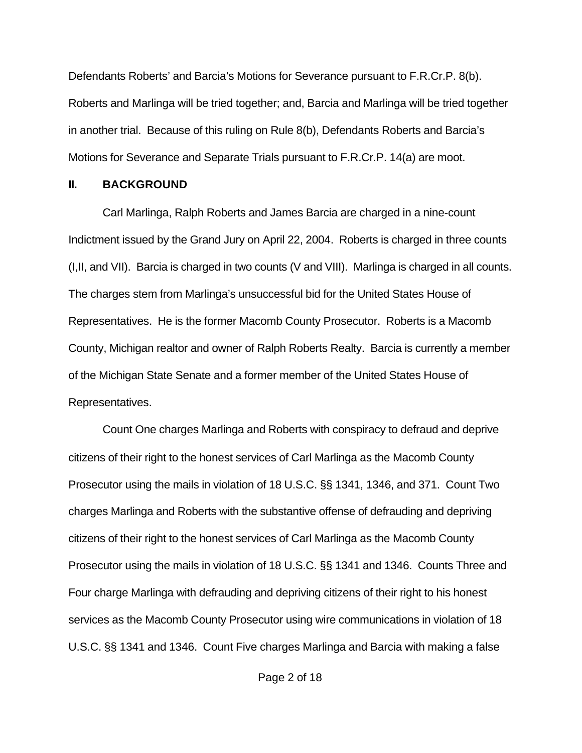Defendants Roberts' and Barcia's Motions for Severance pursuant to F.R.Cr.P. 8(b). Roberts and Marlinga will be tried together; and, Barcia and Marlinga will be tried together in another trial. Because of this ruling on Rule 8(b), Defendants Roberts and Barcia's Motions for Severance and Separate Trials pursuant to F.R.Cr.P. 14(a) are moot.

## II. BACKGROUND

Carl Marlinga, Ralph Roberts and James Barcia are charged in a nine-count Indictment issued by the Grand Jury on April 22, 2004. Roberts is charged in three counts (I,II, and VII). Barcia is charged in two counts (V and VIII). Marlinga is charged in all counts. The charges stem from Marlinga's unsuccessful bid for the United States House of Representatives. He is the former Macomb County Prosecutor. Roberts is a Macomb County, Michigan realtor and owner of Ralph Roberts Realty. Barcia is currently a member of the Michigan State Senate and a former member of the United States House of Representatives.

Count One charges Marlinga and Roberts with conspiracy to defraud and deprive citizens of their right to the honest services of Carl Marlinga as the Macomb County Prosecutor using the mails in violation of 18 U.S.C. §§ 1341, 1346, and 371. Count Two charges Marlinga and Roberts with the substantive offense of defrauding and depriving citizens of their right to the honest services of Carl Marlinga as the Macomb County Prosecutor using the mails in violation of 18 U.S.C. §§ 1341 and 1346. Counts Three and Four charge Marlinga with defrauding and depriving citizens of their right to his honest services as the Macomb County Prosecutor using wire communications in violation of 18 U.S.C. §§ 1341 and 1346. Count Five charges Marlinga and Barcia with making a false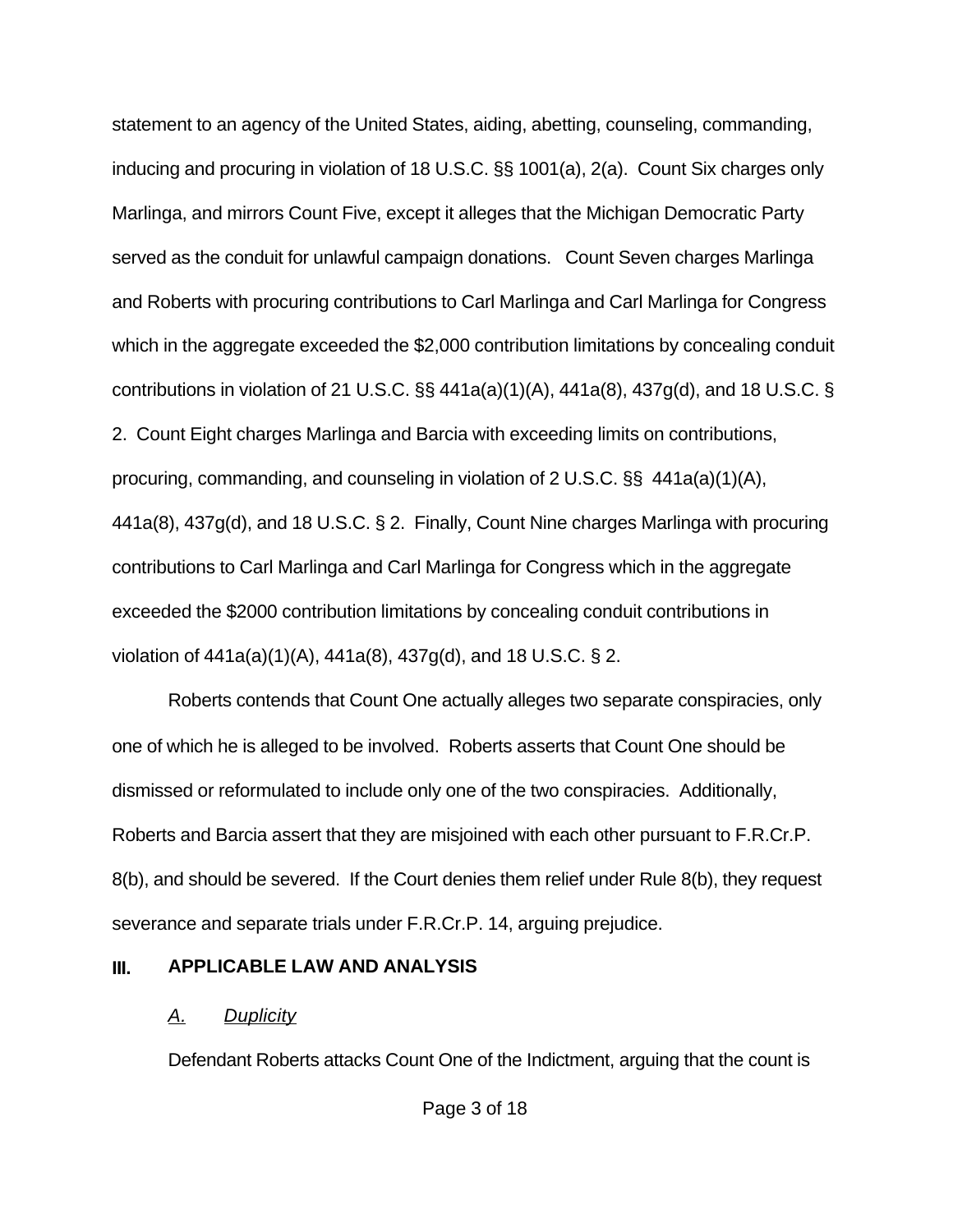statement to an agency of the United States, aiding, abetting, counseling, commanding, inducing and procuring in violation of 18 U.S.C. §§ 1001(a), 2(a). Count Six charges only Marlinga, and mirrors Count Five, except it alleges that the Michigan Democratic Party served as the conduit for unlawful campaign donations. Count Seven charges Marlinga and Roberts with procuring contributions to Carl Marlinga and Carl Marlinga for Congress which in the aggregate exceeded the $2,000 contribution limitations by concealing conduit contributions in violation of 21 U.S.C. §§ 441a(a)(1)(A), 441a(8), 437g(d), and 18 U.S.C. § 2. Count Eight charges Marlinga and Barcia with exceeding limits on contributions, procuring, commanding, and counseling in violation of 2 U.S.C. §§ 441a(a)(1)(A), 441a(8), 437g(d), and 18 U.S.C. § 2. Finally, Count Nine charges Marlinga with procuring contributions to Carl Marlinga and Carl Marlinga for Congress which in the aggregate exceeded the $2000 contribution limitations by concealing conduit contributions in violation of 441a(a)(1)(A), 441a(8), 437g(d), and 18 U.S.C. § 2.

Roberts contends that Count One actually alleges two separate conspiracies, only one of which he is alleged to be involved. Roberts asserts that Count One should be dismissed or reformulated to include only one of the two conspiracies. Additionally, Roberts and Barcia assert that they are misjoined with each other pursuant to F.R.Cr.P. 8(b), and should be severed. If the Court denies them relief under Rule 8(b), they request severance and separate trials under F.R.Cr.P. 14, arguing prejudice.

## III. APPLICABLE LAW AND ANALYSIS

### *A. Duplicity*

Defendant Roberts attacks Count One of the Indictment, arguing that the count is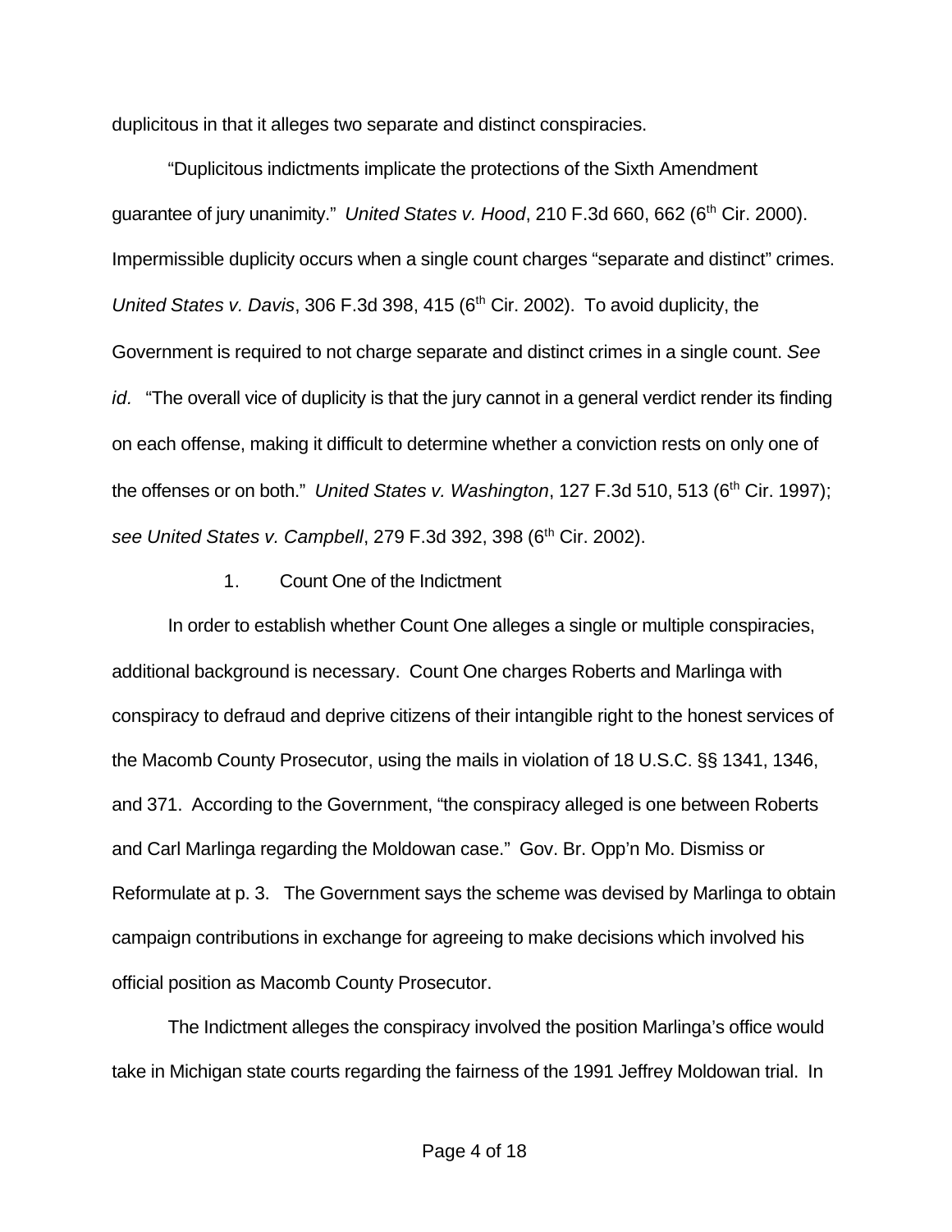duplicitous in that it alleges two separate and distinct conspiracies.

"Duplicitous indictments implicate the protections of the Sixth Amendment guarantee of jury unanimity." *United States v. Hood*, 210 F.3d 660, 662 (6th Cir. 2000). Impermissible duplicity occurs when a single count charges "separate and distinct" crimes. *United States v. Davis*, 306 F.3d 398, 415 (6th Cir. 2002). To avoid duplicity, the Government is required to not charge separate and distinct crimes in a single count. *See id.* "The overall vice of duplicity is that the jury cannot in a general verdict render its finding on each offense, making it difficult to determine whether a conviction rests on only one of the offenses or on both." *United States v. Washington*, 127 F.3d 510, 513 (6th Cir. 1997); *see United States v. Campbell*, 279 F.3d 392, 398 (6th Cir. 2002).

1. Count One of the Indictment

In order to establish whether Count One alleges a single or multiple conspiracies, additional background is necessary. Count One charges Roberts and Marlinga with conspiracy to defraud and deprive citizens of their intangible right to the honest services of the Macomb County Prosecutor, using the mails in violation of 18 U.S.C. §§ 1341, 1346, and 371. According to the Government, "the conspiracy alleged is one between Roberts and Carl Marlinga regarding the Moldowan case." Gov. Br. Opp'n Mo. Dismiss or Reformulate at p. 3. The Government says the scheme was devised by Marlinga to obtain campaign contributions in exchange for agreeing to make decisions which involved his official position as Macomb County Prosecutor.

The Indictment alleges the conspiracy involved the position Marlinga's office would take in Michigan state courts regarding the fairness of the 1991 Jeffrey Moldowan trial. In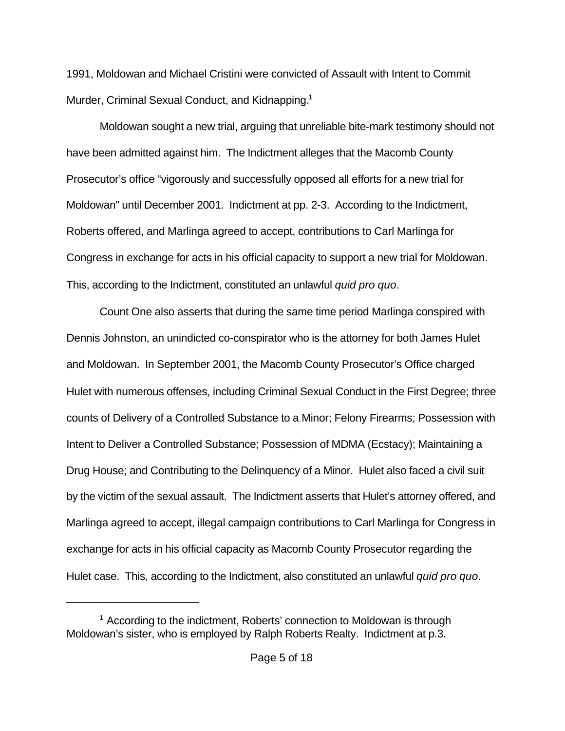1991, Moldowan and Michael Cristini were convicted of Assault with Intent to Commit Murder, Criminal Sexual Conduct, and Kidnapping.[1]

Moldowan sought a new trial, arguing that unreliable bite-mark testimony should not have been admitted against him. The Indictment alleges that the Macomb County Prosecutor's office "vigorously and successfully opposed all efforts for a new trial for Moldowan" until December 2001. Indictment at pp. 2-3. According to the Indictment, Roberts offered, and Marlinga agreed to accept, contributions to Carl Marlinga for Congress in exchange for acts in his official capacity to support a new trial for Moldowan. This, according to the Indictment, constituted an unlawful *quid pro quo*.

Count One also asserts that during the same time period Marlinga conspired with Dennis Johnston, an unindicted co-conspirator who is the attorney for both James Hulet and Moldowan. In September 2001, the Macomb County Prosecutor's Office charged Hulet with numerous offenses, including Criminal Sexual Conduct in the First Degree; three counts of Delivery of a Controlled Substance to a Minor; Felony Firearms; Possession with Intent to Deliver a Controlled Substance; Possession of MDMA (Ecstacy); Maintaining a Drug House; and Contributing to the Delinquency of a Minor. Hulet also faced a civil suit by the victim of the sexual assault. The Indictment asserts that Hulet's attorney offered, and Marlinga agreed to accept, illegal campaign contributions to Carl Marlinga for Congress in exchange for acts in his official capacity as Macomb County Prosecutor regarding the Hulet case. This, according to the Indictment, also constituted an unlawful *quid pro quo*.

---

[1] According to the indictment, Roberts' connection to Moldowan is through Moldowan's sister, who is employed by Ralph Roberts Realty. Indictment at p.3.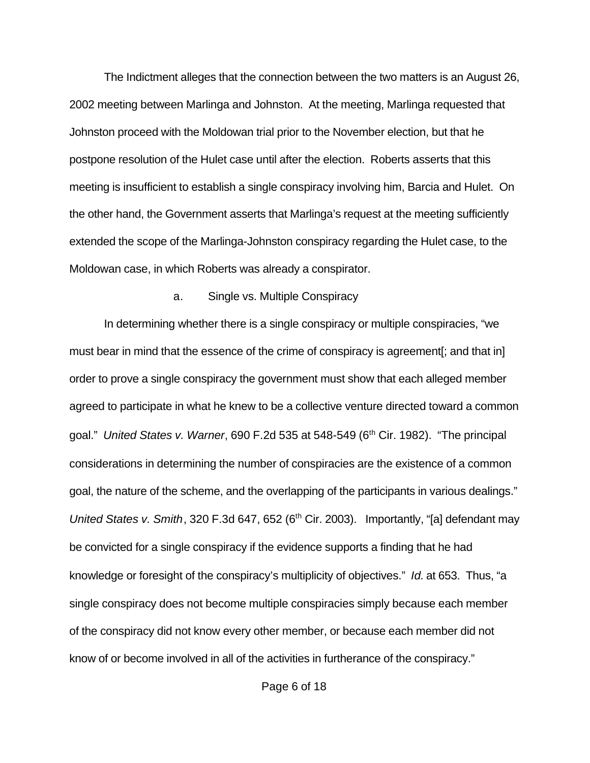The Indictment alleges that the connection between the two matters is an August 26, 2002 meeting between Marlinga and Johnston. At the meeting, Marlinga requested that Johnston proceed with the Moldowan trial prior to the November election, but that he postpone resolution of the Hulet case until after the election. Roberts asserts that this meeting is insufficient to establish a single conspiracy involving him, Barcia and Hulet. On the other hand, the Government asserts that Marlinga's request at the meeting sufficiently extended the scope of the Marlinga-Johnston conspiracy regarding the Hulet case, to the Moldowan case, in which Roberts was already a conspirator.

a. Single vs. Multiple Conspiracy

In determining whether there is a single conspiracy or multiple conspiracies, "we must bear in mind that the essence of the crime of conspiracy is agreement[; and that in] order to prove a single conspiracy the government must show that each alleged member agreed to participate in what he knew to be a collective venture directed toward a common goal." *United States v. Warner*, 690 F.2d 535 at 548-549 (6th Cir. 1982). "The principal considerations in determining the number of conspiracies are the existence of a common goal, the nature of the scheme, and the overlapping of the participants in various dealings." *United States v. Smith*, 320 F.3d 647, 652 (6th Cir. 2003). Importantly, "[a] defendant may be convicted for a single conspiracy if the evidence supports a finding that he had knowledge or foresight of the conspiracy's multiplicity of objectives." *Id.* at 653. Thus, "a single conspiracy does not become multiple conspiracies simply because each member of the conspiracy did not know every other member, or because each member did not know of or become involved in all of the activities in furtherance of the conspiracy."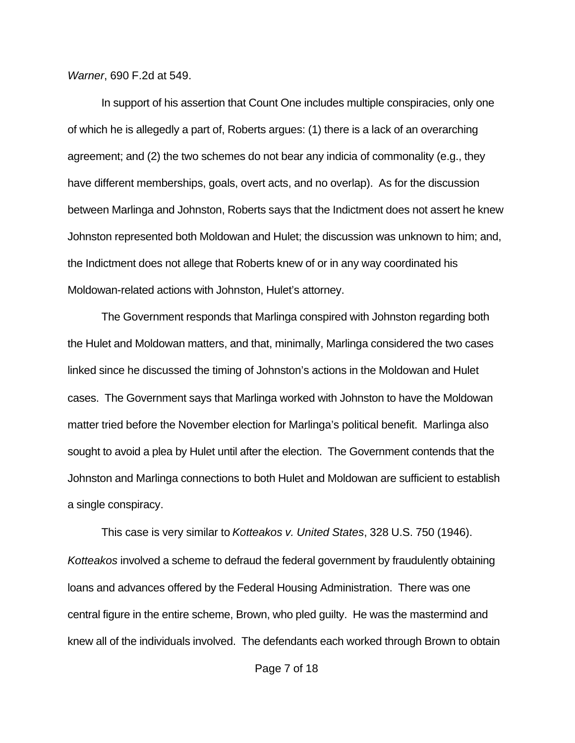*Warner*, 690 F.2d at 549.

In support of his assertion that Count One includes multiple conspiracies, only one of which he is allegedly a part of, Roberts argues: (1) there is a lack of an overarching agreement; and (2) the two schemes do not bear any indicia of commonality (e.g., they have different memberships, goals, overt acts, and no overlap). As for the discussion between Marlinga and Johnston, Roberts says that the Indictment does not assert he knew Johnston represented both Moldowan and Hulet; the discussion was unknown to him; and, the Indictment does not allege that Roberts knew of or in any way coordinated his Moldowan-related actions with Johnston, Hulet's attorney.

The Government responds that Marlinga conspired with Johnston regarding both the Hulet and Moldowan matters, and that, minimally, Marlinga considered the two cases linked since he discussed the timing of Johnston's actions in the Moldowan and Hulet cases. The Government says that Marlinga worked with Johnston to have the Moldowan matter tried before the November election for Marlinga's political benefit. Marlinga also sought to avoid a plea by Hulet until after the election. The Government contends that the Johnston and Marlinga connections to both Hulet and Moldowan are sufficient to establish a single conspiracy.

This case is very similar to *Kotteakos v. United States*, 328 U.S. 750 (1946). *Kotteakos* involved a scheme to defraud the federal government by fraudulently obtaining loans and advances offered by the Federal Housing Administration. There was one central figure in the entire scheme, Brown, who pled guilty. He was the mastermind and knew all of the individuals involved. The defendants each worked through Brown to obtain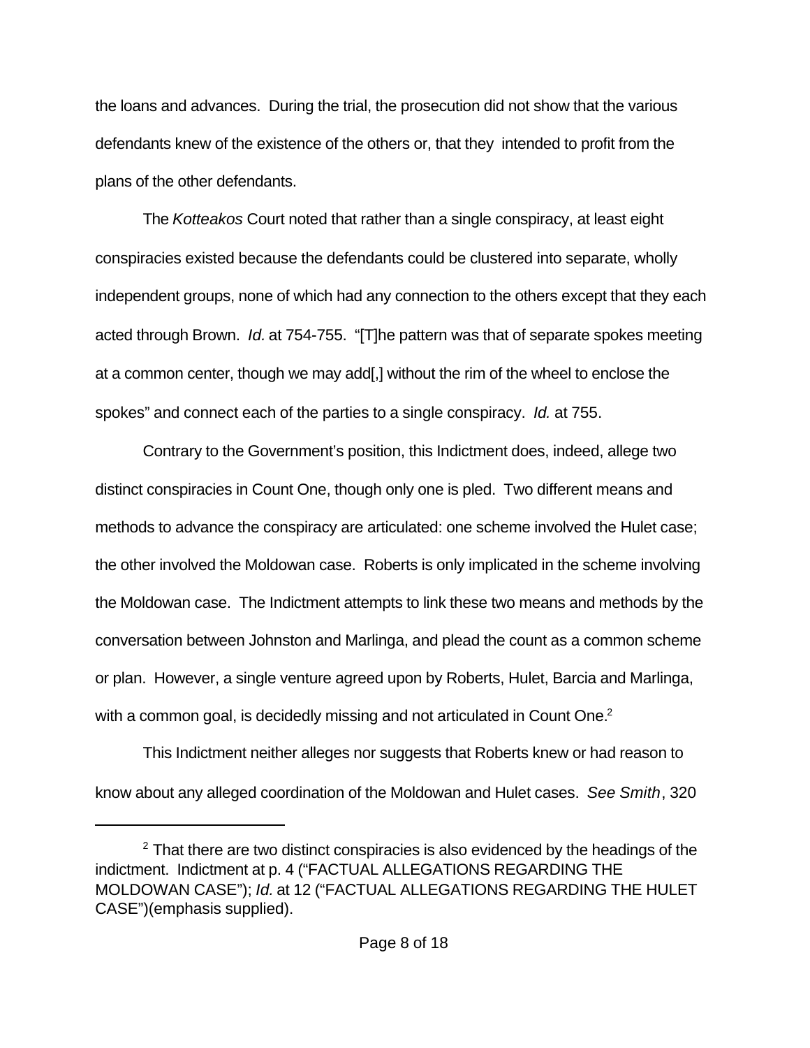the loans and advances. During the trial, the prosecution did not show that the various defendants knew of the existence of the others or, that they intended to profit from the plans of the other defendants.

The *Kotteakos* Court noted that rather than a single conspiracy, at least eight conspiracies existed because the defendants could be clustered into separate, wholly independent groups, none of which had any connection to the others except that they each acted through Brown. *Id.* at 754-755. "[T]he pattern was that of separate spokes meeting at a common center, though we may add[,] without the rim of the wheel to enclose the spokes" and connect each of the parties to a single conspiracy. *Id.* at 755.

Contrary to the Government's position, this Indictment does, indeed, allege two distinct conspiracies in Count One, though only one is pled. Two different means and methods to advance the conspiracy are articulated: one scheme involved the Hulet case; the other involved the Moldowan case. Roberts is only implicated in the scheme involving the Moldowan case. The Indictment attempts to link these two means and methods by the conversation between Johnston and Marlinga, and plead the count as a common scheme or plan. However, a single venture agreed upon by Roberts, Hulet, Barcia and Marlinga, with a common goal, is decidedly missing and not articulated in Count One.[2]

This Indictment neither alleges nor suggests that Roberts knew or had reason to know about any alleged coordination of the Moldowan and Hulet cases. *See Smith*, 320

---

[2] That there are two distinct conspiracies is also evidenced by the headings of the indictment. Indictment at p. 4 ("FACTUAL ALLEGATIONS REGARDING THE MOLDOWAN CASE"); *Id.* at 12 ("FACTUAL ALLEGATIONS REGARDING THE HULET CASE")(emphasis supplied).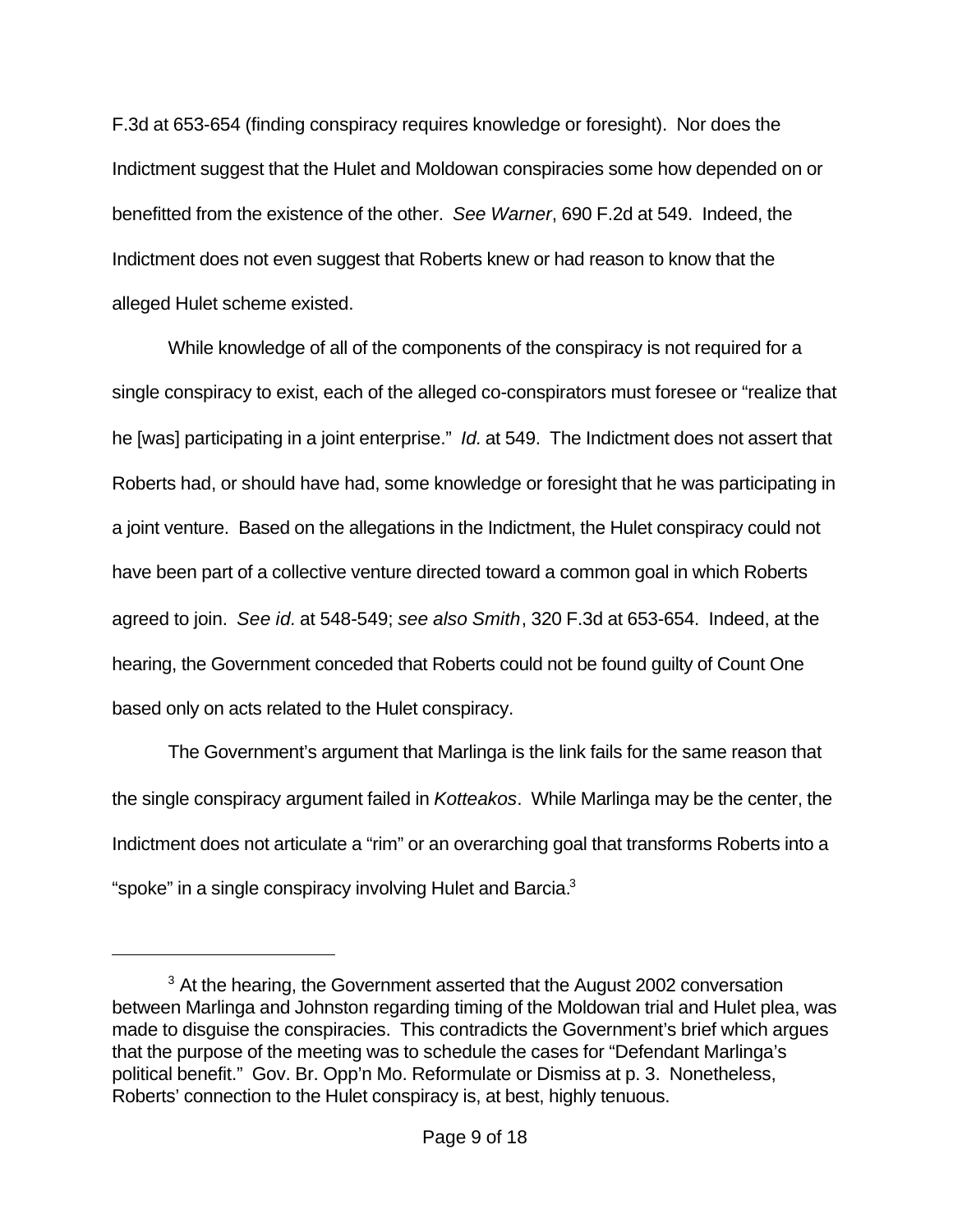F.3d at 653-654 (finding conspiracy requires knowledge or foresight). Nor does the Indictment suggest that the Hulet and Moldowan conspiracies some how depended on or benefitted from the existence of the other. *See Warner*, 690 F.2d at 549. Indeed, the Indictment does not even suggest that Roberts knew or had reason to know that the alleged Hulet scheme existed.

While knowledge of all of the components of the conspiracy is not required for a single conspiracy to exist, each of the alleged co-conspirators must foresee or "realize that he [was] participating in a joint enterprise." *Id.* at 549. The Indictment does not assert that Roberts had, or should have had, some knowledge or foresight that he was participating in a joint venture. Based on the allegations in the Indictment, the Hulet conspiracy could not have been part of a collective venture directed toward a common goal in which Roberts agreed to join. *See id.* at 548-549; *see also Smith*, 320 F.3d at 653-654. Indeed, at the hearing, the Government conceded that Roberts could not be found guilty of Count One based only on acts related to the Hulet conspiracy.

The Government's argument that Marlinga is the link fails for the same reason that the single conspiracy argument failed in *Kotteakos*. While Marlinga may be the center, the Indictment does not articulate a "rim" or an overarching goal that transforms Roberts into a "spoke" in a single conspiracy involving Hulet and Barcia.[3]

---

[3] At the hearing, the Government asserted that the August 2002 conversation between Marlinga and Johnston regarding timing of the Moldowan trial and Hulet plea, was made to disguise the conspiracies. This contradicts the Government's brief which argues that the purpose of the meeting was to schedule the cases for "Defendant Marlinga's political benefit." Gov. Br. Opp'n Mo. Reformulate or Dismiss at p. 3. Nonetheless, Roberts' connection to the Hulet conspiracy is, at best, highly tenuous.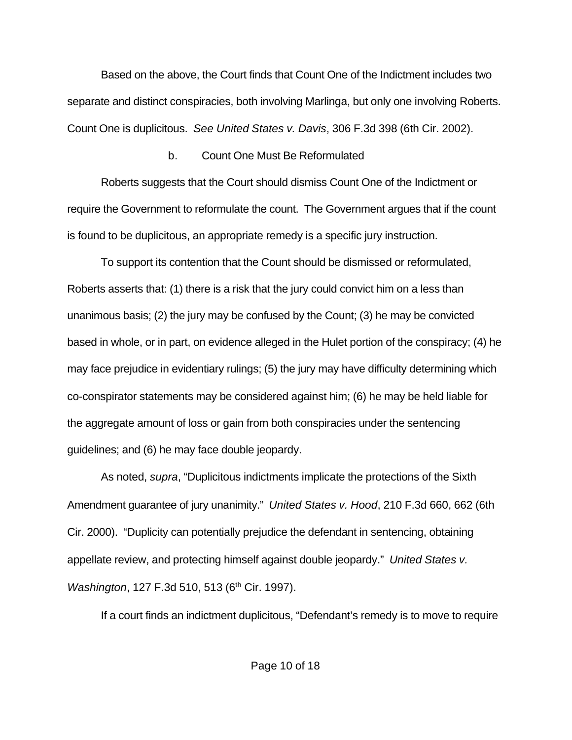Based on the above, the Court finds that Count One of the Indictment includes two separate and distinct conspiracies, both involving Marlinga, but only one involving Roberts. Count One is duplicitous. *See United States v. Davis*, 306 F.3d 398 (6th Cir. 2002).

b. Count One Must Be Reformulated

Roberts suggests that the Court should dismiss Count One of the Indictment or require the Government to reformulate the count. The Government argues that if the count is found to be duplicitous, an appropriate remedy is a specific jury instruction.

To support its contention that the Count should be dismissed or reformulated, Roberts asserts that: (1) there is a risk that the jury could convict him on a less than unanimous basis; (2) the jury may be confused by the Count; (3) he may be convicted based in whole, or in part, on evidence alleged in the Hulet portion of the conspiracy; (4) he may face prejudice in evidentiary rulings; (5) the jury may have difficulty determining which co-conspirator statements may be considered against him; (6) he may be held liable for the aggregate amount of loss or gain from both conspiracies under the sentencing guidelines; and (6) he may face double jeopardy.

As noted, *supra*, "Duplicitous indictments implicate the protections of the Sixth Amendment guarantee of jury unanimity." *United States v. Hood*, 210 F.3d 660, 662 (6th Cir. 2000). "Duplicity can potentially prejudice the defendant in sentencing, obtaining appellate review, and protecting himself against double jeopardy." *United States v. Washington*, 127 F.3d 510, 513 (6th Cir. 1997).

If a court finds an indictment duplicitous, "Defendant's remedy is to move to require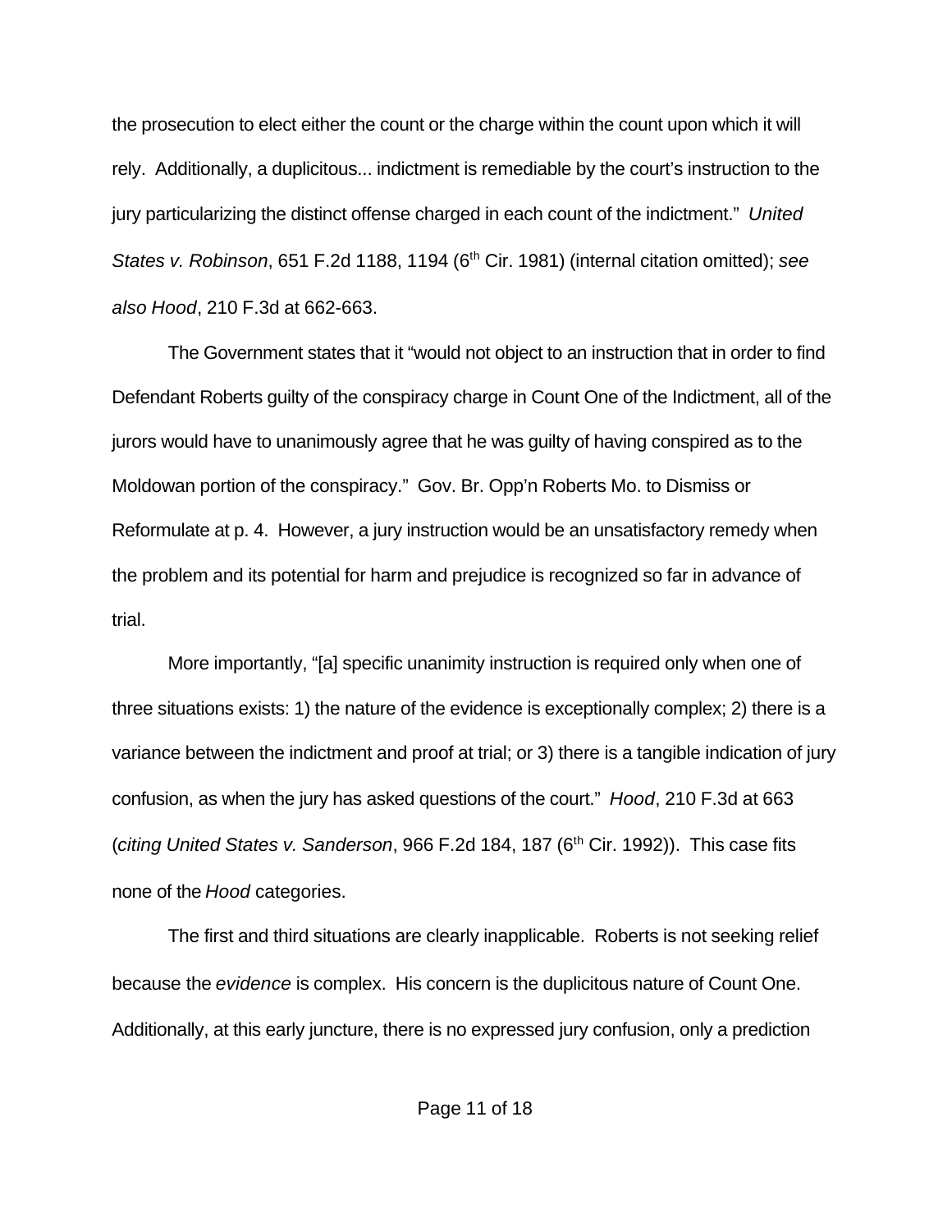the prosecution to elect either the count or the charge within the count upon which it will rely. Additionally, a duplicitous... indictment is remediable by the court's instruction to the jury particularizing the distinct offense charged in each count of the indictment." *United States v. Robinson*, 651 F.2d 1188, 1194 (6th Cir. 1981) (internal citation omitted); *see also Hood*, 210 F.3d at 662-663.

The Government states that it "would not object to an instruction that in order to find Defendant Roberts guilty of the conspiracy charge in Count One of the Indictment, all of the jurors would have to unanimously agree that he was guilty of having conspired as to the Moldowan portion of the conspiracy." Gov. Br. Opp'n Roberts Mo. to Dismiss or Reformulate at p. 4. However, a jury instruction would be an unsatisfactory remedy when the problem and its potential for harm and prejudice is recognized so far in advance of trial.

More importantly, "[a] specific unanimity instruction is required only when one of three situations exists: 1) the nature of the evidence is exceptionally complex; 2) there is a variance between the indictment and proof at trial; or 3) there is a tangible indication of jury confusion, as when the jury has asked questions of the court." *Hood*, 210 F.3d at 663 (*citing United States v. Sanderson*, 966 F.2d 184, 187 (6th Cir. 1992)). This case fits none of the *Hood* categories.

The first and third situations are clearly inapplicable. Roberts is not seeking relief because the *evidence* is complex. His concern is the duplicitous nature of Count One. Additionally, at this early juncture, there is no expressed jury confusion, only a prediction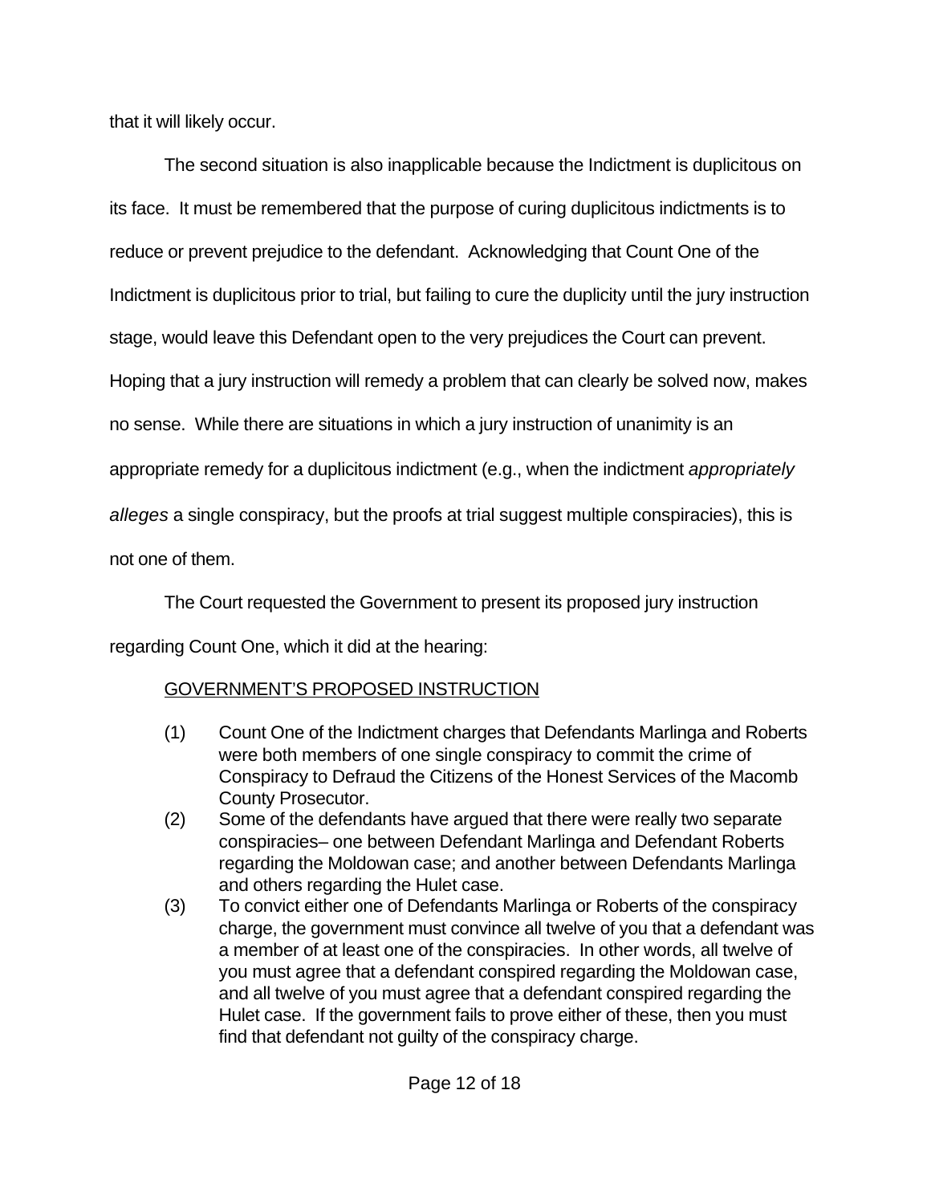that it will likely occur.

The second situation is also inapplicable because the Indictment is duplicitous on its face. It must be remembered that the purpose of curing duplicitous indictments is to reduce or prevent prejudice to the defendant. Acknowledging that Count One of the Indictment is duplicitous prior to trial, but failing to cure the duplicity until the jury instruction stage, would leave this Defendant open to the very prejudices the Court can prevent. Hoping that a jury instruction will remedy a problem that can clearly be solved now, makes no sense. While there are situations in which a jury instruction of unanimity is an appropriate remedy for a duplicitous indictment (e.g., when the indictment *appropriately alleges* a single conspiracy, but the proofs at trial suggest multiple conspiracies), this is not one of them.

The Court requested the Government to present its proposed jury instruction regarding Count One, which it did at the hearing:

GOVERNMENT'S PROPOSED INSTRUCTION

(1) Count One of the Indictment charges that Defendants Marlinga and Roberts were both members of one single conspiracy to commit the crime of Conspiracy to Defraud the Citizens of the Honest Services of the Macomb County Prosecutor.

(2) Some of the defendants have argued that there were really two separate conspiracies– one between Defendant Marlinga and Defendant Roberts regarding the Moldowan case; and another between Defendants Marlinga and others regarding the Hulet case.

(3) To convict either one of Defendants Marlinga or Roberts of the conspiracy charge, the government must convince all twelve of you that a defendant was a member of at least one of the conspiracies. In other words, all twelve of you must agree that a defendant conspired regarding the Moldowan case, and all twelve of you must agree that a defendant conspired regarding the Hulet case. If the government fails to prove either of these, then you must find that defendant not guilty of the conspiracy charge.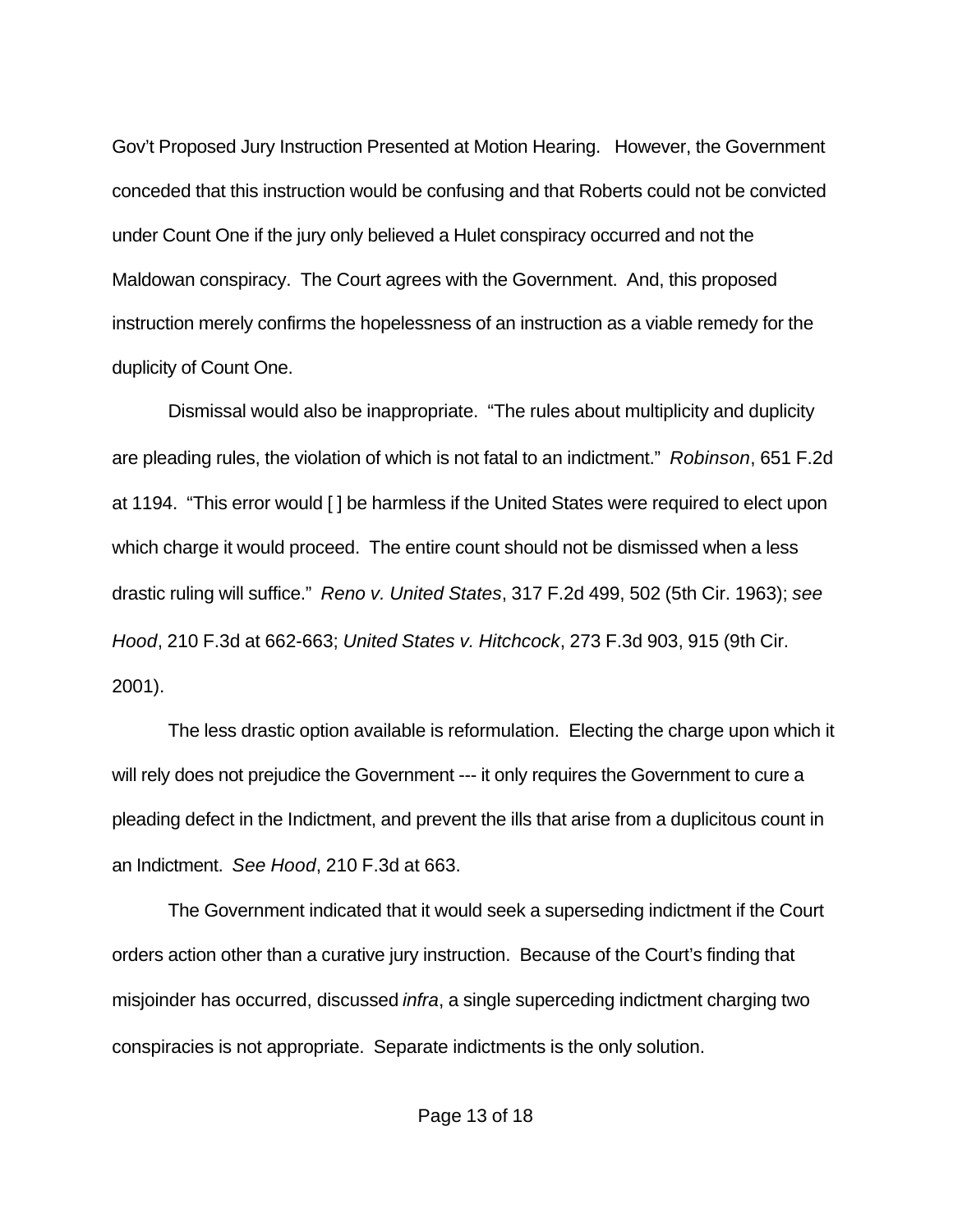Gov't Proposed Jury Instruction Presented at Motion Hearing. However, the Government conceded that this instruction would be confusing and that Roberts could not be convicted under Count One if the jury only believed a Hulet conspiracy occurred and not the Maldowan conspiracy. The Court agrees with the Government. And, this proposed instruction merely confirms the hopelessness of an instruction as a viable remedy for the duplicity of Count One.

Dismissal would also be inappropriate. "The rules about multiplicity and duplicity are pleading rules, the violation of which is not fatal to an indictment." *Robinson*, 651 F.2d at 1194. "This error would [ ] be harmless if the United States were required to elect upon which charge it would proceed. The entire count should not be dismissed when a less drastic ruling will suffice." *Reno v. United States*, 317 F.2d 499, 502 (5th Cir. 1963); *see Hood*, 210 F.3d at 662-663; *United States v. Hitchcock*, 273 F.3d 903, 915 (9th Cir. 2001).

The less drastic option available is reformulation. Electing the charge upon which it will rely does not prejudice the Government --- it only requires the Government to cure a pleading defect in the Indictment, and prevent the ills that arise from a duplicitous count in an Indictment. *See Hood*, 210 F.3d at 663.

The Government indicated that it would seek a superseding indictment if the Court orders action other than a curative jury instruction. Because of the Court's finding that misjoinder has occurred, discussed *infra*, a single superceding indictment charging two conspiracies is not appropriate. Separate indictments is the only solution.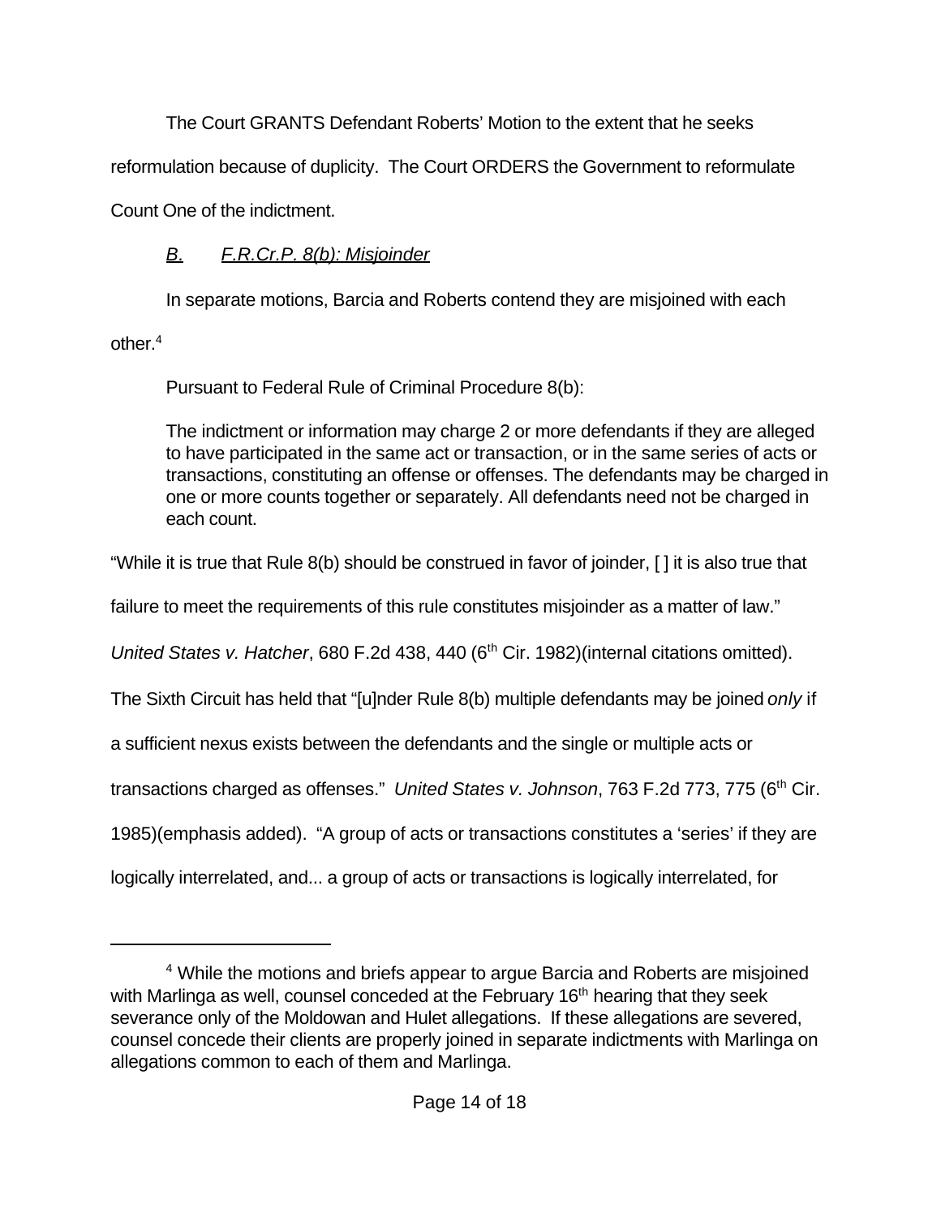The Court GRANTS Defendant Roberts' Motion to the extent that he seeks reformulation because of duplicity. The Court ORDERS the Government to reformulate Count One of the indictment.

## *B. F.R.Cr.P. 8(b): Misjoinder*

In separate motions, Barcia and Roberts contend they are misjoined with each other.[4]

Pursuant to Federal Rule of Criminal Procedure 8(b):

> The indictment or information may charge 2 or more defendants if they are alleged to have participated in the same act or transaction, or in the same series of acts or transactions, constituting an offense or offenses. The defendants may be charged in one or more counts together or separately. All defendants need not be charged in each count.

"While it is true that Rule 8(b) should be construed in favor of joinder, [ ] it is also true that failure to meet the requirements of this rule constitutes misjoinder as a matter of law." *United States v. Hatcher*, 680 F.2d 438, 440 (6th Cir. 1982)(internal citations omitted). The Sixth Circuit has held that "[u]nder Rule 8(b) multiple defendants may be joined *only* if a sufficient nexus exists between the defendants and the single or multiple acts or transactions charged as offenses." *United States v. Johnson*, 763 F.2d 773, 775 (6th Cir. 1985)(emphasis added). "A group of acts or transactions constitutes a 'series' if they are logically interrelated, and... a group of acts or transactions is logically interrelated, for

---

[4] While the motions and briefs appear to argue Barcia and Roberts are misjoined with Marlinga as well, counsel conceded at the February 16th hearing that they seek severance only of the Moldowan and Hulet allegations. If these allegations are severed, counsel concede their clients are properly joined in separate indictments with Marlinga on allegations common to each of them and Marlinga.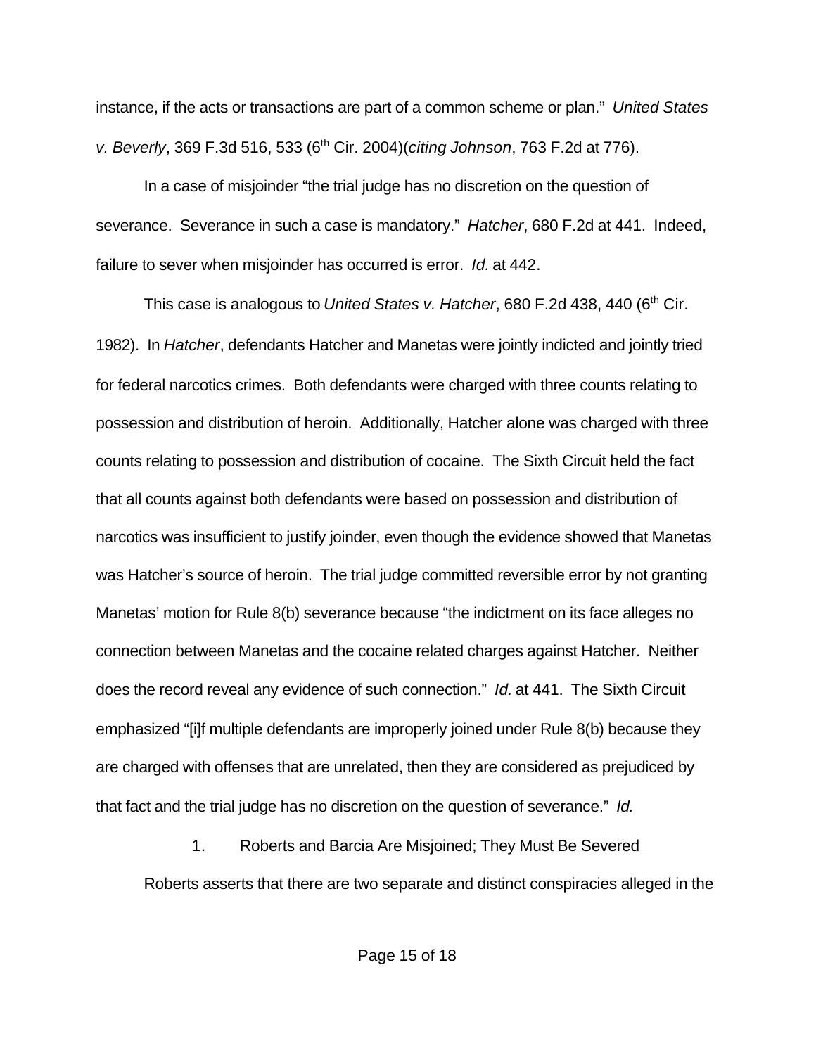instance, if the acts or transactions are part of a common scheme or plan." *United States v. Beverly*, 369 F.3d 516, 533 (6th Cir. 2004)(*citing Johnson*, 763 F.2d at 776).

In a case of misjoinder "the trial judge has no discretion on the question of severance. Severance in such a case is mandatory." *Hatcher*, 680 F.2d at 441. Indeed, failure to sever when misjoinder has occurred is error. *Id.* at 442.

This case is analogous to *United States v. Hatcher*, 680 F.2d 438, 440 (6th Cir. 1982). In *Hatcher*, defendants Hatcher and Manetas were jointly indicted and jointly tried for federal narcotics crimes. Both defendants were charged with three counts relating to possession and distribution of heroin. Additionally, Hatcher alone was charged with three counts relating to possession and distribution of cocaine. The Sixth Circuit held the fact that all counts against both defendants were based on possession and distribution of narcotics was insufficient to justify joinder, even though the evidence showed that Manetas was Hatcher's source of heroin. The trial judge committed reversible error by not granting Manetas' motion for Rule 8(b) severance because "the indictment on its face alleges no connection between Manetas and the cocaine related charges against Hatcher. Neither does the record reveal any evidence of such connection." *Id.* at 441. The Sixth Circuit emphasized "[i]f multiple defendants are improperly joined under Rule 8(b) because they are charged with offenses that are unrelated, then they are considered as prejudiced by that fact and the trial judge has no discretion on the question of severance." *Id.*

### 1. Roberts and Barcia Are Misjoined; They Must Be Severed

Roberts asserts that there are two separate and distinct conspiracies alleged in the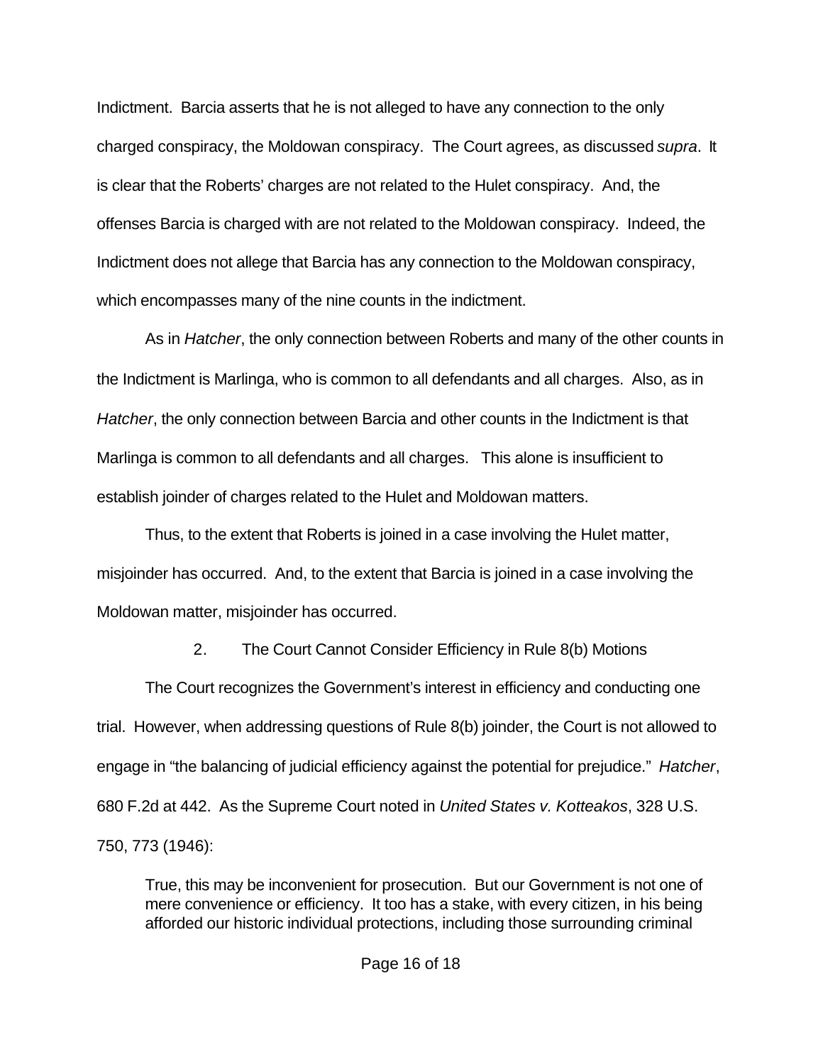Indictment. Barcia asserts that he is not alleged to have any connection to the only charged conspiracy, the Moldowan conspiracy. The Court agrees, as discussed *supra*. It is clear that the Roberts' charges are not related to the Hulet conspiracy. And, the offenses Barcia is charged with are not related to the Moldowan conspiracy. Indeed, the Indictment does not allege that Barcia has any connection to the Moldowan conspiracy, which encompasses many of the nine counts in the indictment.

As in *Hatcher*, the only connection between Roberts and many of the other counts in the Indictment is Marlinga, who is common to all defendants and all charges. Also, as in *Hatcher*, the only connection between Barcia and other counts in the Indictment is that Marlinga is common to all defendants and all charges. This alone is insufficient to establish joinder of charges related to the Hulet and Moldowan matters.

Thus, to the extent that Roberts is joined in a case involving the Hulet matter, misjoinder has occurred. And, to the extent that Barcia is joined in a case involving the Moldowan matter, misjoinder has occurred.

### 2. The Court Cannot Consider Efficiency in Rule 8(b) Motions

The Court recognizes the Government's interest in efficiency and conducting one trial. However, when addressing questions of Rule 8(b) joinder, the Court is not allowed to engage in "the balancing of judicial efficiency against the potential for prejudice." *Hatcher*, 680 F.2d at 442. As the Supreme Court noted in *United States v. Kotteakos*, 328 U.S. 750, 773 (1946):

> True, this may be inconvenient for prosecution. But our Government is not one of mere convenience or efficiency. It too has a stake, with every citizen, in his being afforded our historic individual protections, including those surrounding criminal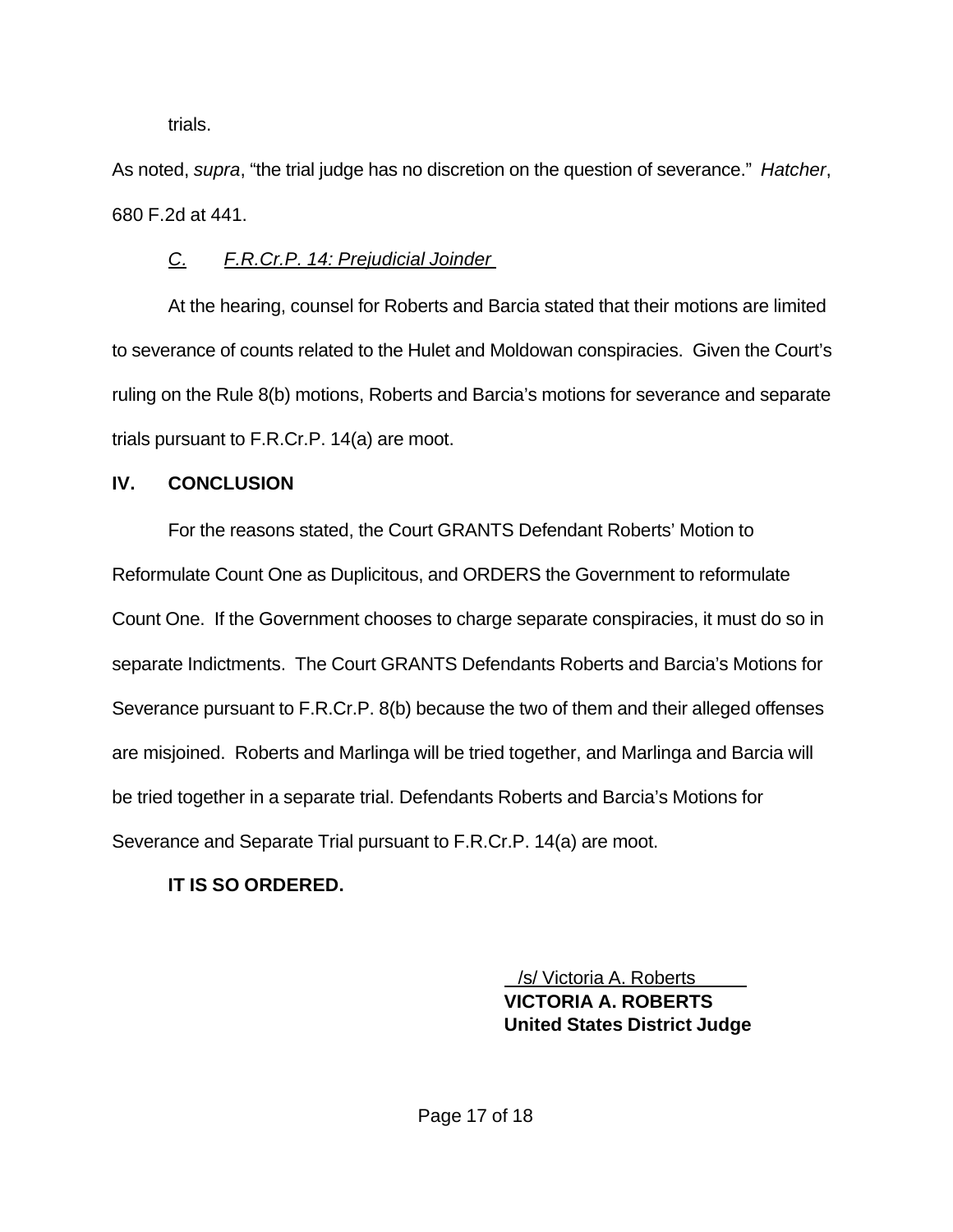trials.

As noted, *supra*, "the trial judge has no discretion on the question of severance." *Hatcher*, 680 F.2d at 441.

### *C. F.R.Cr.P. 14: Prejudicial Joinder*

At the hearing, counsel for Roberts and Barcia stated that their motions are limited to severance of counts related to the Hulet and Moldowan conspiracies. Given the Court's ruling on the Rule 8(b) motions, Roberts and Barcia's motions for severance and separate trials pursuant to F.R.Cr.P. 14(a) are moot.

## IV. CONCLUSION

For the reasons stated, the Court GRANTS Defendant Roberts' Motion to Reformulate Count One as Duplicitous, and ORDERS the Government to reformulate Count One. If the Government chooses to charge separate conspiracies, it must do so in separate Indictments. The Court GRANTS Defendants Roberts and Barcia's Motions for Severance pursuant to F.R.Cr.P. 8(b) because the two of them and their alleged offenses are misjoined. Roberts and Marlinga will be tried together, and Marlinga and Barcia will be tried together in a separate trial. Defendants Roberts and Barcia's Motions for Severance and Separate Trial pursuant to F.R.Cr.P. 14(a) are moot.

**IT IS SO ORDERED.**

/s/ Victoria A. Roberts
**VICTORIA A. ROBERTS**
**United States District Judge**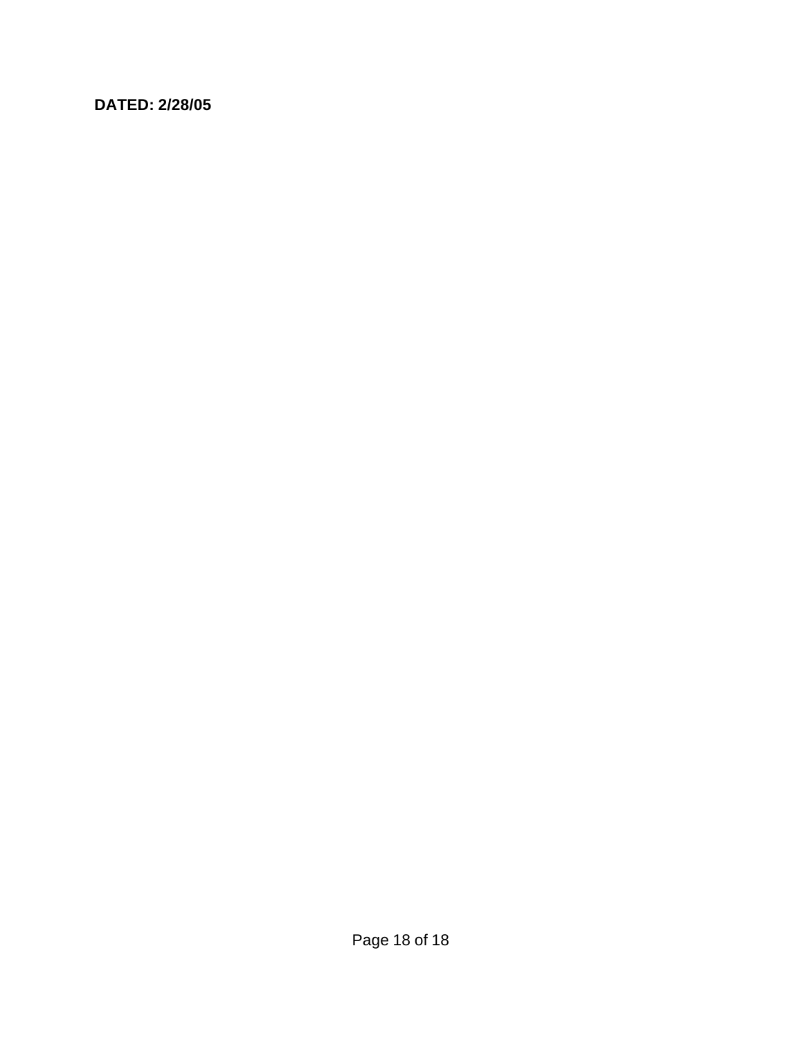**DATED: 2/28/05**